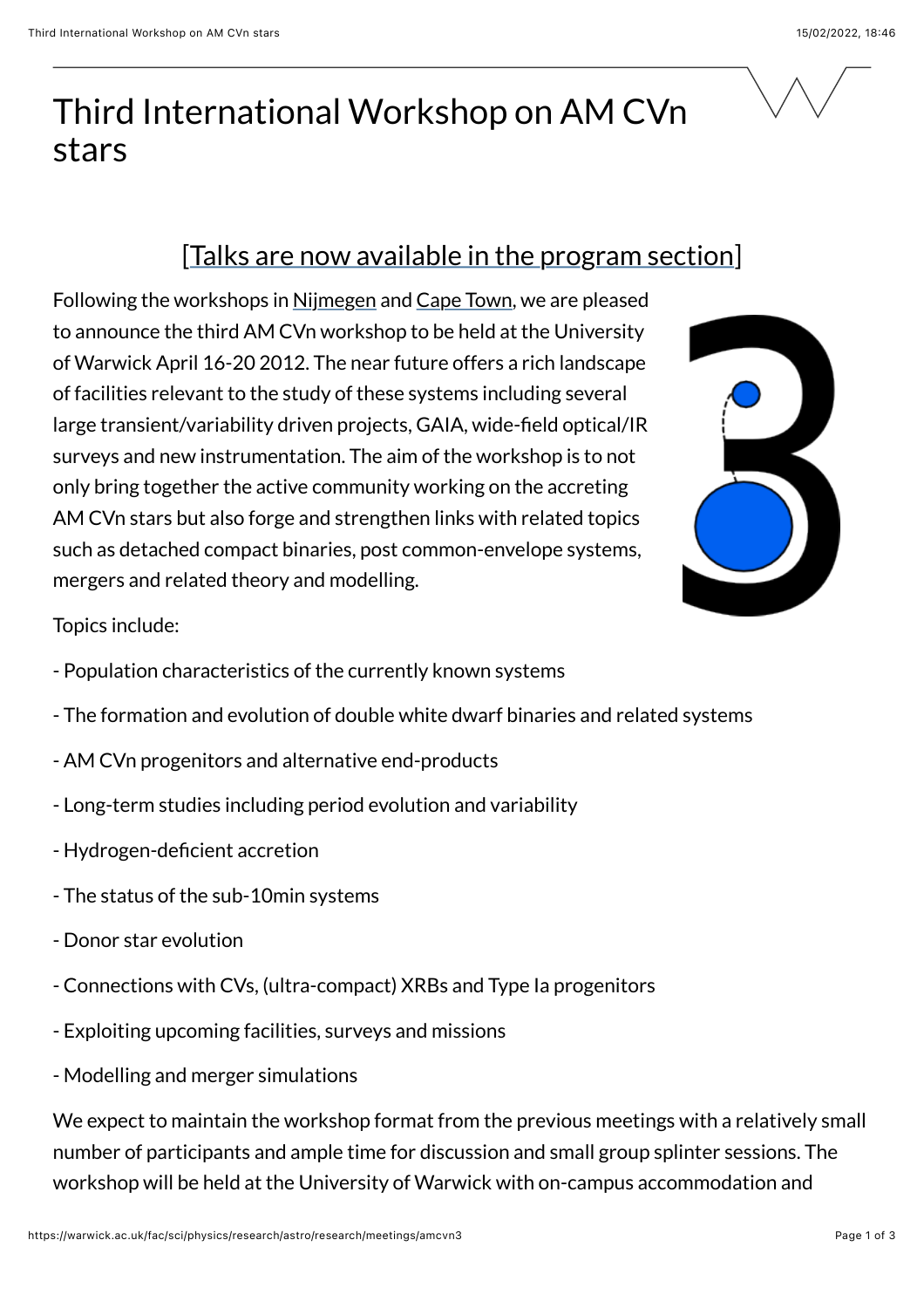# Third International Workshop on AM CVn stars

[Talks are now available in the program section]

Following the workshops in Nijmegen and Cape Town, we are pleased to announce the third AM CVn workshop to be held at the University of Warwick April 16-20 2012. The near future offers a rich landscape of facilities relevant to the study of these systems including several large transient/variability driven projects, GAIA, wide-field optical/IR surveys and new instrumentation. The aim of the workshop is to not only bring together the active community working on the accreting AM CVn stars but also forge and strengthen links with related topics such as detached compact binaries, post common-envelope systems, mergers and related theory and modelling.

Topics include:

- Population characteristics of the currently known systems

- The formation and evolution of double white dwarf binaries and related systems

- AM CVn progenitors and alternative end-products

- Long-term studies including period evolution and variability

- Hydrogen-deficient accretion

- The status of the sub-10min systems

- Donor star evolution

- Connections with CVs, (ultra-compact) XRBs and Type Ia progenitors

- Exploiting upcoming facilities, surveys and missions

- Modelling and merger simulations

We expect to maintain the workshop format from the previous meetings with a relatively small number of participants and ample time for discussion and small group splinter sessions. The workshop will be held at the University of Warwick with on-campus accommodation and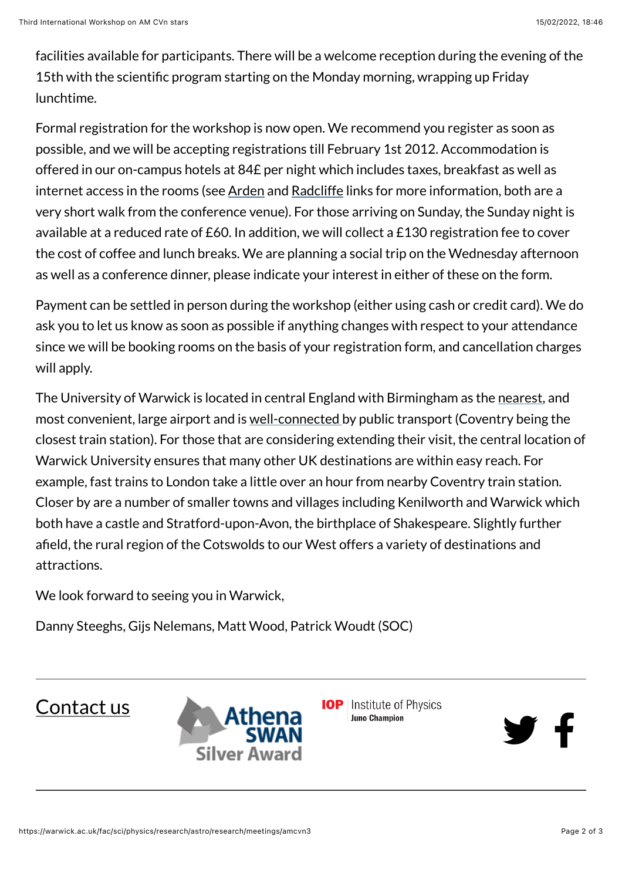facilities available for participants. There will be a welcome reception during the evening of the 15th with the scientific program starting on the Monday morning, wrapping up Friday lunchtime.

Formal registration for the workshop is now open. We recommend you register as soon as possible, and we will be accepting registrations till February 1st 2012. Accommodation is offered in our on-campus hotels at 84£ per night which includes taxes, breakfast as well as internet access in the rooms (see Arden and Radcliffe links for more information, both are a very short walk from the conference venue). For those arriving on Sunday, the Sunday night is available at a reduced rate of £60. In addition, we will collect a £130 registration fee to cover the cost of coffee and lunch breaks. We are planning a social trip on the Wednesday afternoon as well as a conference dinner, please indicate your interest in either of these on the form.

Payment can be settled in person during the workshop (either using cash or credit card). We do ask you to let us know as soon as possible if anything changes with respect to your attendance since we will be booking rooms on the basis of your registration form, and cancellation charges will apply.

The University of Warwick is located in central England with Birmingham as the nearest, and most convenient, large airport and is well-connected by public transport (Coventry being the closest train station). For those that are considering extending their visit, the central location of Warwick University ensures that many other UK destinations are within easy reach. For example, fast trains to London take a little over an hour from nearby Coventry train station. Closer by are a number of smaller towns and villages including Kenilworth and Warwick which both have a castle and Stratford-upon-Avon, the birthplace of Shakespeare. Slightly further afield, the rural region of the Cotswolds to our West offers a variety of destinations and attractions.

We look forward to seeing you in Warwick,

Danny Steeghs, Gijs Nelemans, Matt Wood, Patrick Woudt (SOC)

Contact us

Athena SWAN Silver Award

IOP Institute of Physics Juno Champion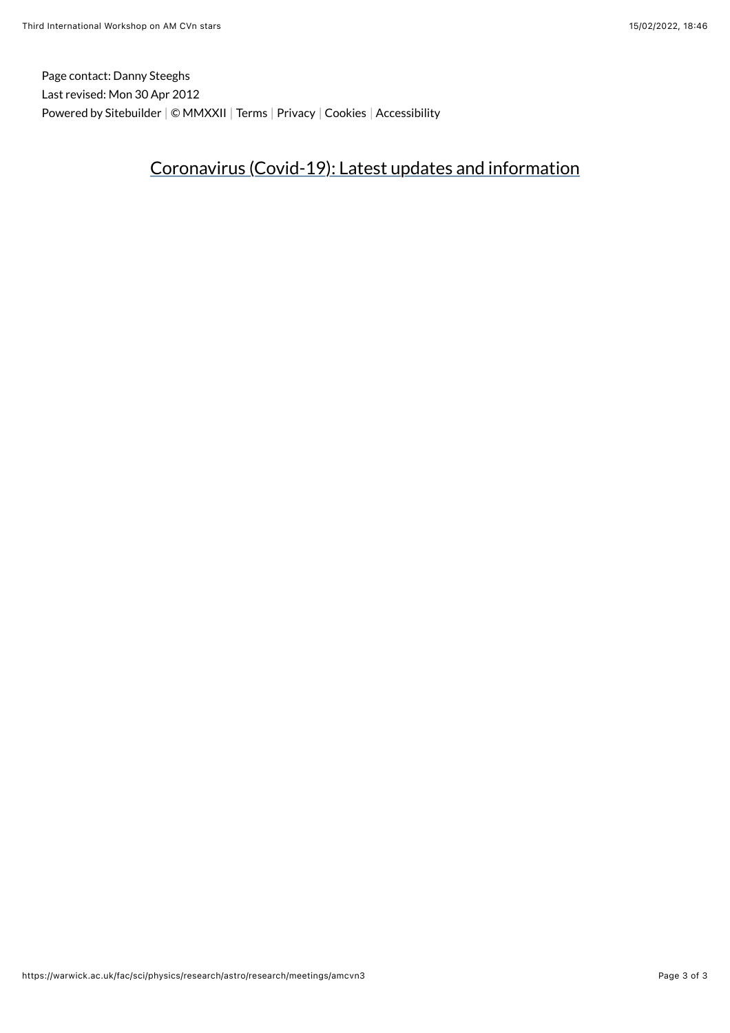Page contact: Danny Steeghs
Last revised: Mon 30 Apr 2012
Powered by Sitebuilder | © MMXXII | Terms | Privacy | Cookies | Accessibility

Coronavirus (Covid-19): Latest updates and information